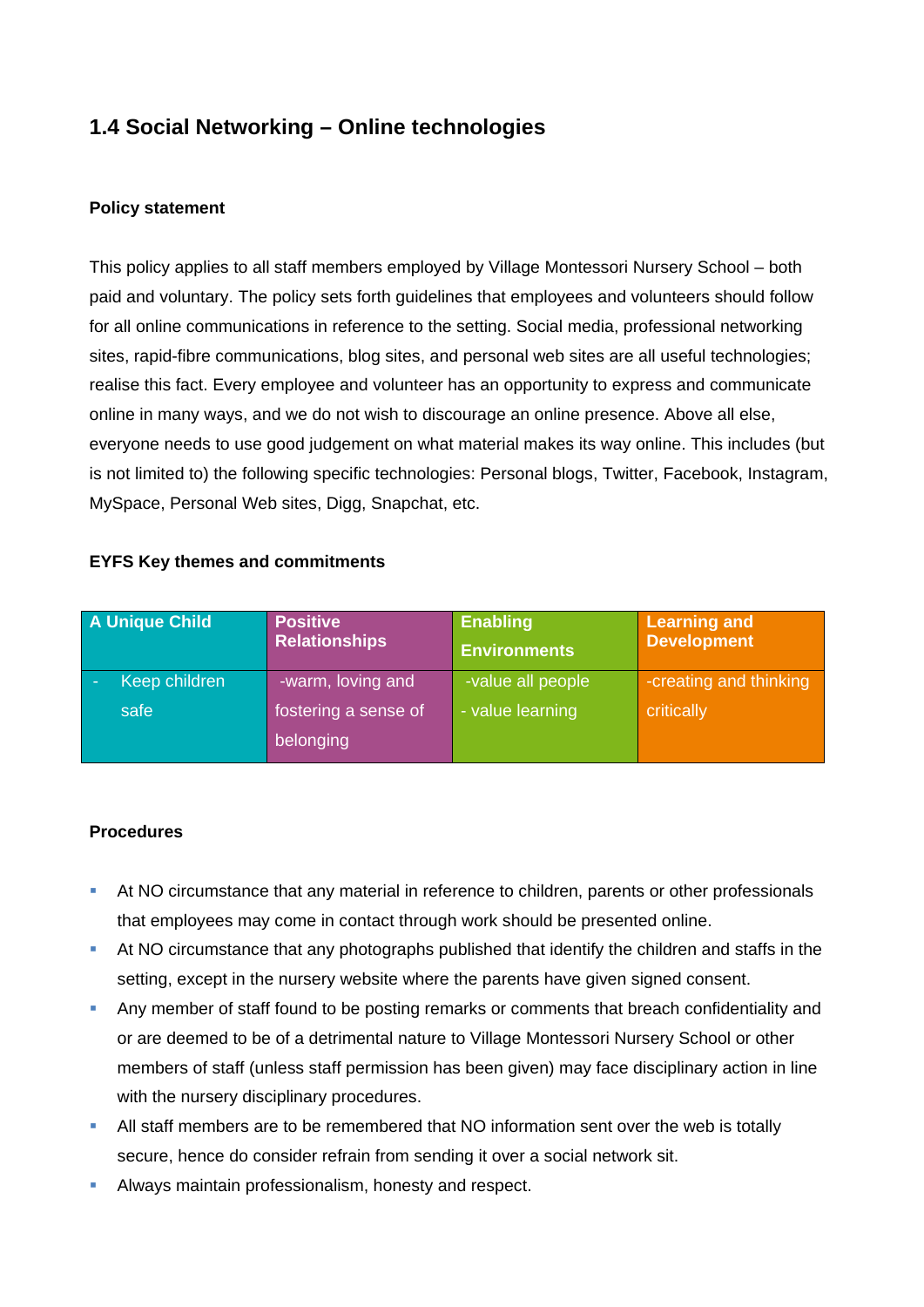## 1.4 Social Networking – Online technologies

### Policy statement

This policy applies to all staff members employed by Village Montessori Nursery School – both paid and voluntary. The policy sets forth guidelines that employees and volunteers should follow for all online communications in reference to the setting. Social media, professional networking sites, rapid-fibre communications, blog sites, and personal web sites are all useful technologies; realise this fact. Every employee and volunteer has an opportunity to express and communicate online in many ways, and we do not wish to discourage an online presence. Above all else, everyone needs to use good judgement on what material makes its way online. This includes (but is not limited to) the following specific technologies: Personal blogs, Twitter, Facebook, Instagram, MySpace, Personal Web sites, Digg, Snapchat, etc.

### EYFS Key themes and commitments

| A Unique Child | Positive Relationships | Enabling Environments | Learning and Development |
|---|---|---|---|
| - Keep children safe | -warm, loving and fostering a sense of belonging | -value all people<br>- value learning | -creating and thinking critically |

### Procedures

- At NO circumstance that any material in reference to children, parents or other professionals that employees may come in contact through work should be presented online.
- At NO circumstance that any photographs published that identify the children and staffs in the setting, except in the nursery website where the parents have given signed consent.
- Any member of staff found to be posting remarks or comments that breach confidentiality and or are deemed to be of a detrimental nature to Village Montessori Nursery School or other members of staff (unless staff permission has been given) may face disciplinary action in line with the nursery disciplinary procedures.
- All staff members are to be remembered that NO information sent over the web is totally secure, hence do consider refrain from sending it over a social network sit.
- Always maintain professionalism, honesty and respect.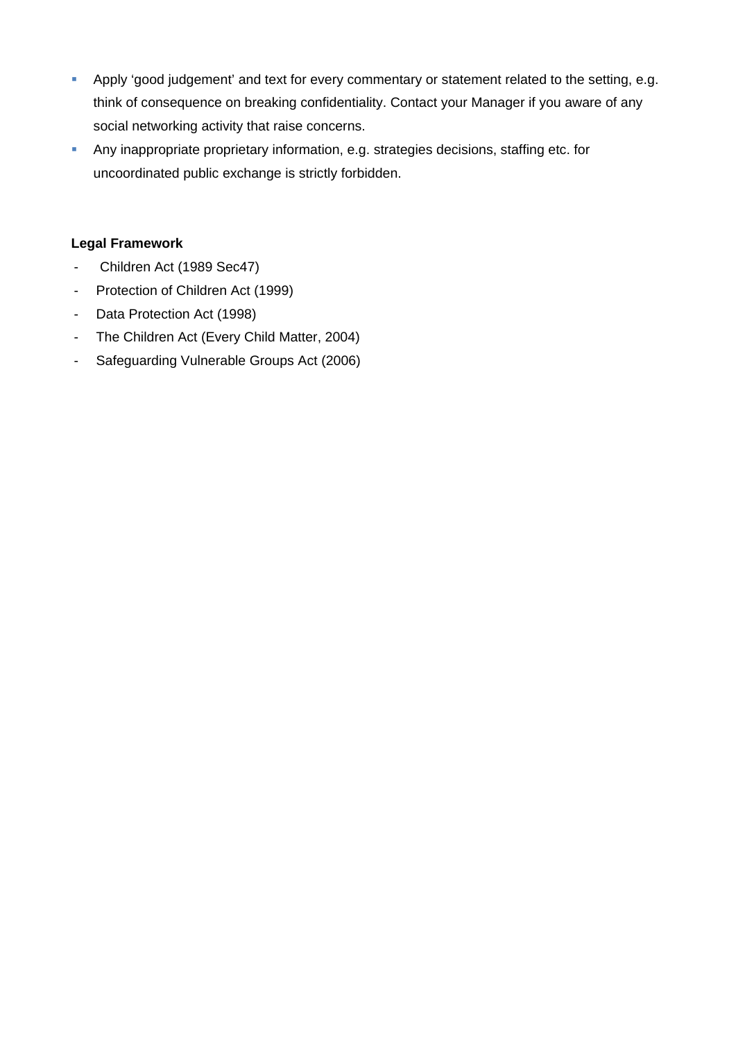- Apply 'good judgement' and text for every commentary or statement related to the setting, e.g. think of consequence on breaking confidentiality. Contact your Manager if you aware of any social networking activity that raise concerns.
- Any inappropriate proprietary information, e.g. strategies decisions, staffing etc. for uncoordinated public exchange is strictly forbidden.

**Legal Framework**

- Children Act (1989 Sec47)
- Protection of Children Act (1999)
- Data Protection Act (1998)
- The Children Act (Every Child Matter, 2004)
- Safeguarding Vulnerable Groups Act (2006)